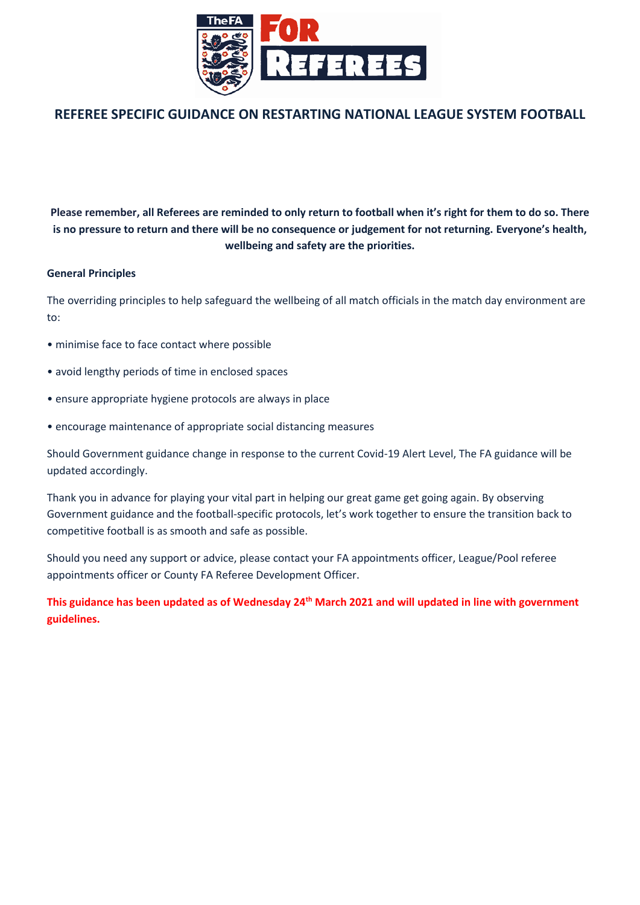# REFEREE SPECIFIC GUIDANCE ON RESTARTING NATIONAL LEAGUE SYSTEM FOOTBALL

**Please remember, all Referees are reminded to only return to football when it's right for them to do so. There is no pressure to return and there will be no consequence or judgement for not returning. Everyone's health, wellbeing and safety are the priorities.**

**General Principles**

The overriding principles to help safeguard the wellbeing of all match officials in the match day environment are to:

- minimise face to face contact where possible
- avoid lengthy periods of time in enclosed spaces
- ensure appropriate hygiene protocols are always in place
- encourage maintenance of appropriate social distancing measures

Should Government guidance change in response to the current Covid-19 Alert Level, The FA guidance will be updated accordingly.

Thank you in advance for playing your vital part in helping our great game get going again. By observing Government guidance and the football-specific protocols, let's work together to ensure the transition back to competitive football is as smooth and safe as possible.

Should you need any support or advice, please contact your FA appointments officer, League/Pool referee appointments officer or County FA Referee Development Officer.

**This guidance has been updated as of Wednesday 24th March 2021 and will updated in line with government guidelines.**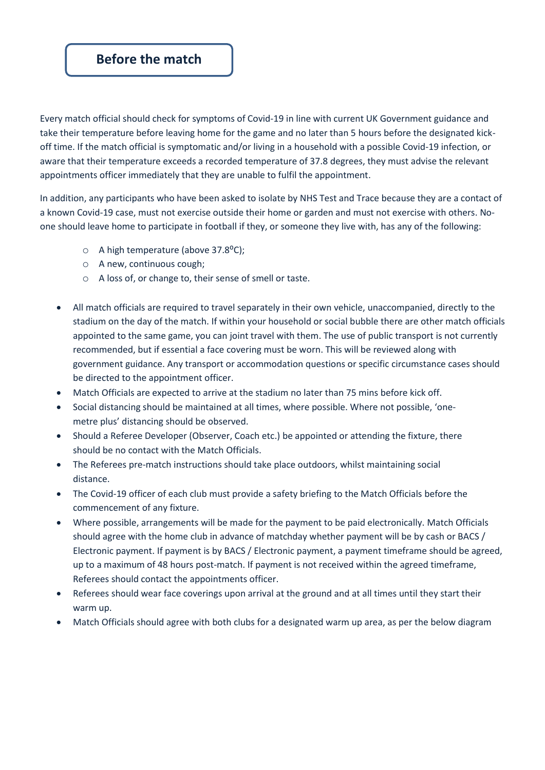## Before the match

Every match official should check for symptoms of Covid-19 in line with current UK Government guidance and take their temperature before leaving home for the game and no later than 5 hours before the designated kick-off time. If the match official is symptomatic and/or living in a household with a possible Covid-19 infection, or aware that their temperature exceeds a recorded temperature of 37.8 degrees, they must advise the relevant appointments officer immediately that they are unable to fulfil the appointment.

In addition, any participants who have been asked to isolate by NHS Test and Trace because they are a contact of a known Covid-19 case, must not exercise outside their home or garden and must not exercise with others. No-one should leave home to participate in football if they, or someone they live with, has any of the following:

- A high temperature (above 37.8⁰C);
- A new, continuous cough;
- A loss of, or change to, their sense of smell or taste.

- All match officials are required to travel separately in their own vehicle, unaccompanied, directly to the stadium on the day of the match. If within your household or social bubble there are other match officials appointed to the same game, you can joint travel with them. The use of public transport is not currently recommended, but if essential a face covering must be worn. This will be reviewed along with government guidance. Any transport or accommodation questions or specific circumstance cases should be directed to the appointment officer.
- Match Officials are expected to arrive at the stadium no later than 75 mins before kick off.
- Social distancing should be maintained at all times, where possible. Where not possible, 'one-metre plus' distancing should be observed.
- Should a Referee Developer (Observer, Coach etc.) be appointed or attending the fixture, there should be no contact with the Match Officials.
- The Referees pre-match instructions should take place outdoors, whilst maintaining social distance.
- The Covid-19 officer of each club must provide a safety briefing to the Match Officials before the commencement of any fixture.
- Where possible, arrangements will be made for the payment to be paid electronically. Match Officials should agree with the home club in advance of matchday whether payment will be by cash or BACS / Electronic payment. If payment is by BACS / Electronic payment, a payment timeframe should be agreed, up to a maximum of 48 hours post-match. If payment is not received within the agreed timeframe, Referees should contact the appointments officer.
- Referees should wear face coverings upon arrival at the ground and at all times until they start their warm up.
- Match Officials should agree with both clubs for a designated warm up area, as per the below diagram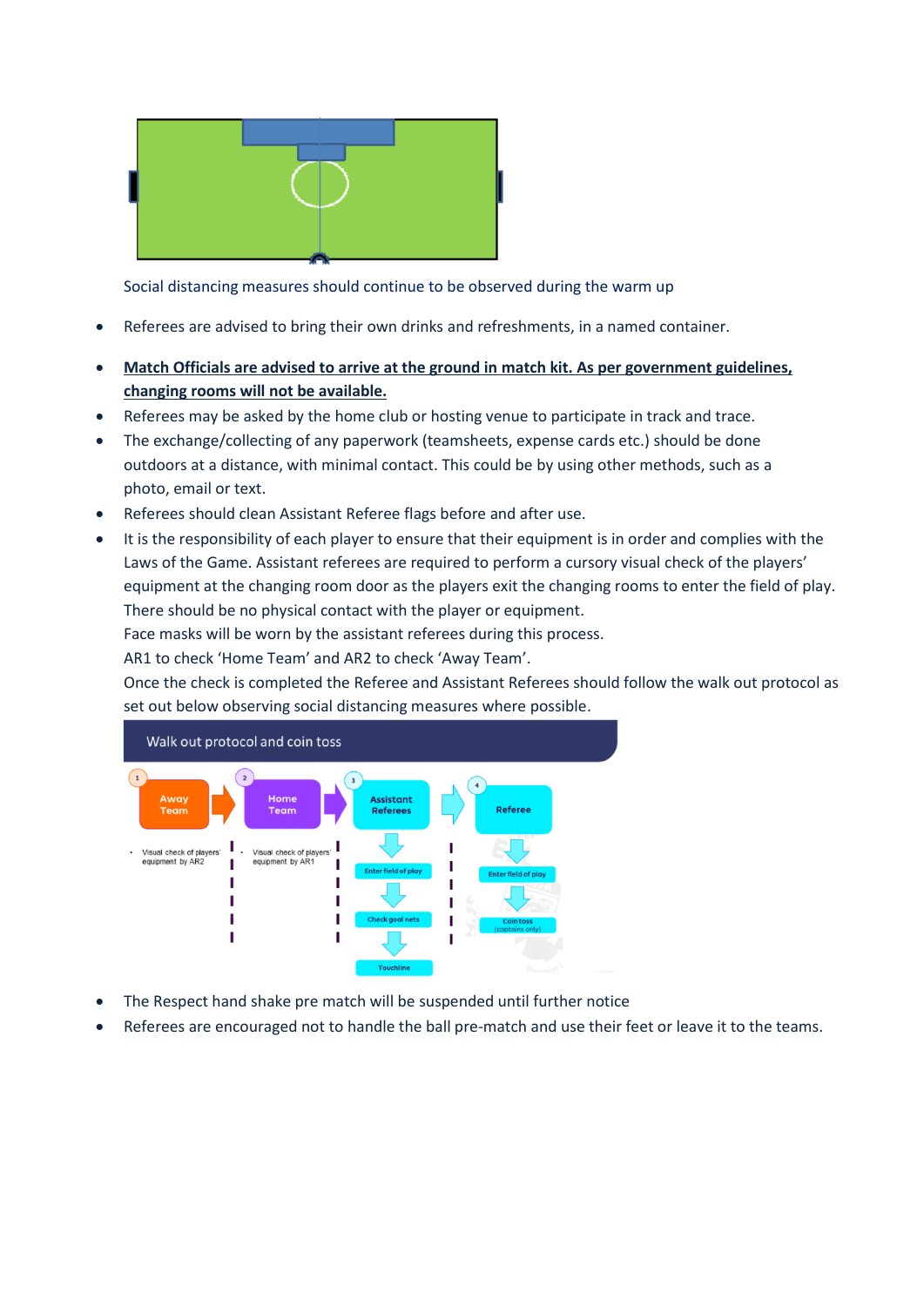Social distancing measures should continue to be observed during the warm up

- Referees are advised to bring their own drinks and refreshments, in a named container.
- **Match Officials are advised to arrive at the ground in match kit. As per government guidelines, changing rooms will not be available.**
- Referees may be asked by the home club or hosting venue to participate in track and trace.
- The exchange/collecting of any paperwork (teamsheets, expense cards etc.) should be done outdoors at a distance, with minimal contact. This could be by using other methods, such as a photo, email or text.
- Referees should clean Assistant Referee flags before and after use.
- It is the responsibility of each player to ensure that their equipment is in order and complies with the Laws of the Game. Assistant referees are required to perform a cursory visual check of the players' equipment at the changing room door as the players exit the changing rooms to enter the field of play. There should be no physical contact with the player or equipment.
  Face masks will be worn by the assistant referees during this process.
  AR1 to check 'Home Team' and AR2 to check 'Away Team'.
  Once the check is completed the Referee and Assistant Referees should follow the walk out protocol as set out below observing social distancing measures where possible.

**Walk out protocol and coin toss**

1. Away Team
   - Visual check of players' equipment by AR2
2. Home Team
   - Visual check of players' equipment by AR1
3. Assistant Referees
   - Enter field of play
   - Check goal nets
   - Touchline
4. Referee
   - Enter field of play
   - Coin toss (captains only)

- The Respect hand shake pre match will be suspended until further notice
- Referees are encouraged not to handle the ball pre-match and use their feet or leave it to the teams.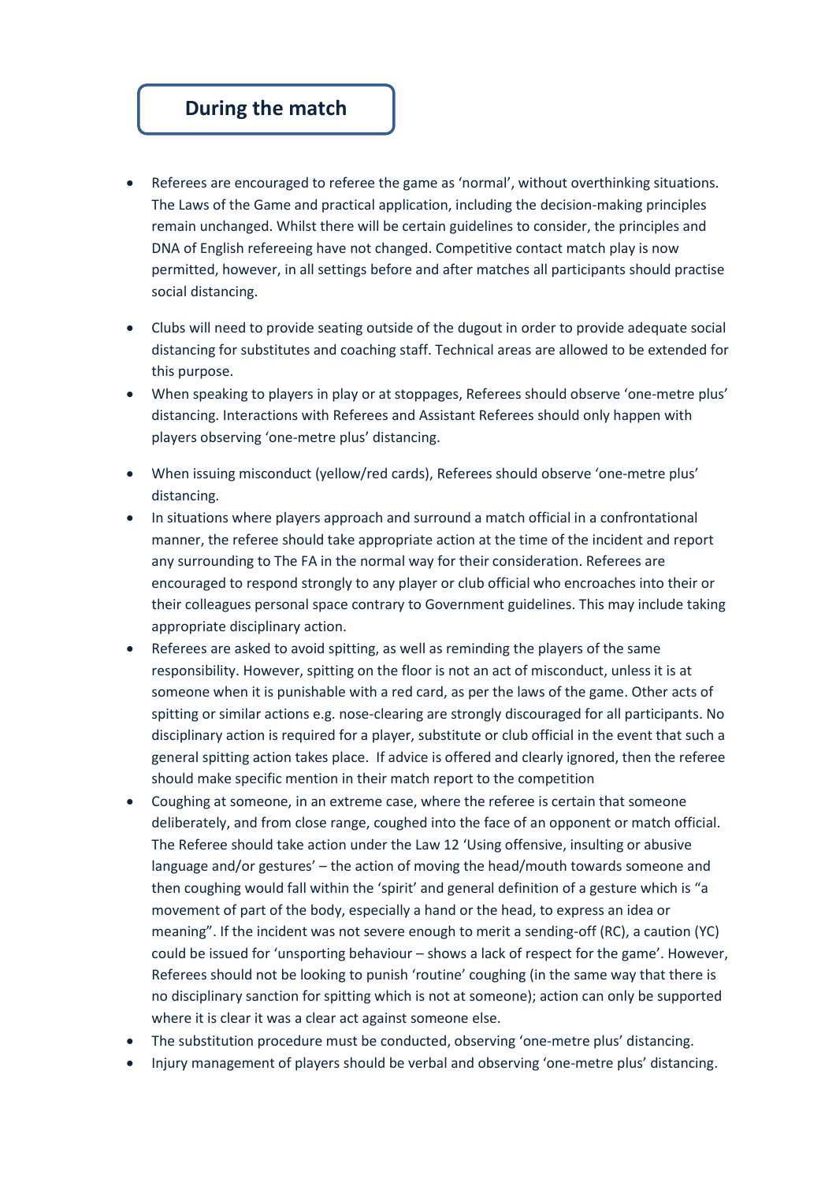## During the match

- Referees are encouraged to referee the game as 'normal', without overthinking situations. The Laws of the Game and practical application, including the decision-making principles remain unchanged. Whilst there will be certain guidelines to consider, the principles and DNA of English refereeing have not changed. Competitive contact match play is now permitted, however, in all settings before and after matches all participants should practise social distancing.
- Clubs will need to provide seating outside of the dugout in order to provide adequate social distancing for substitutes and coaching staff. Technical areas are allowed to be extended for this purpose.
- When speaking to players in play or at stoppages, Referees should observe 'one-metre plus' distancing. Interactions with Referees and Assistant Referees should only happen with players observing 'one-metre plus' distancing.
- When issuing misconduct (yellow/red cards), Referees should observe 'one-metre plus' distancing.
- In situations where players approach and surround a match official in a confrontational manner, the referee should take appropriate action at the time of the incident and report any surrounding to The FA in the normal way for their consideration. Referees are encouraged to respond strongly to any player or club official who encroaches into their or their colleagues personal space contrary to Government guidelines. This may include taking appropriate disciplinary action.
- Referees are asked to avoid spitting, as well as reminding the players of the same responsibility. However, spitting on the floor is not an act of misconduct, unless it is at someone when it is punishable with a red card, as per the laws of the game. Other acts of spitting or similar actions e.g. nose-clearing are strongly discouraged for all participants. No disciplinary action is required for a player, substitute or club official in the event that such a general spitting action takes place. If advice is offered and clearly ignored, then the referee should make specific mention in their match report to the competition
- Coughing at someone, in an extreme case, where the referee is certain that someone deliberately, and from close range, coughed into the face of an opponent or match official. The Referee should take action under the Law 12 'Using offensive, insulting or abusive language and/or gestures' – the action of moving the head/mouth towards someone and then coughing would fall within the 'spirit' and general definition of a gesture which is "a movement of part of the body, especially a hand or the head, to express an idea or meaning". If the incident was not severe enough to merit a sending-off (RC), a caution (YC) could be issued for 'unsporting behaviour – shows a lack of respect for the game'. However, Referees should not be looking to punish 'routine' coughing (in the same way that there is no disciplinary sanction for spitting which is not at someone); action can only be supported where it is clear it was a clear act against someone else.
- The substitution procedure must be conducted, observing 'one-metre plus' distancing.
- Injury management of players should be verbal and observing 'one-metre plus' distancing.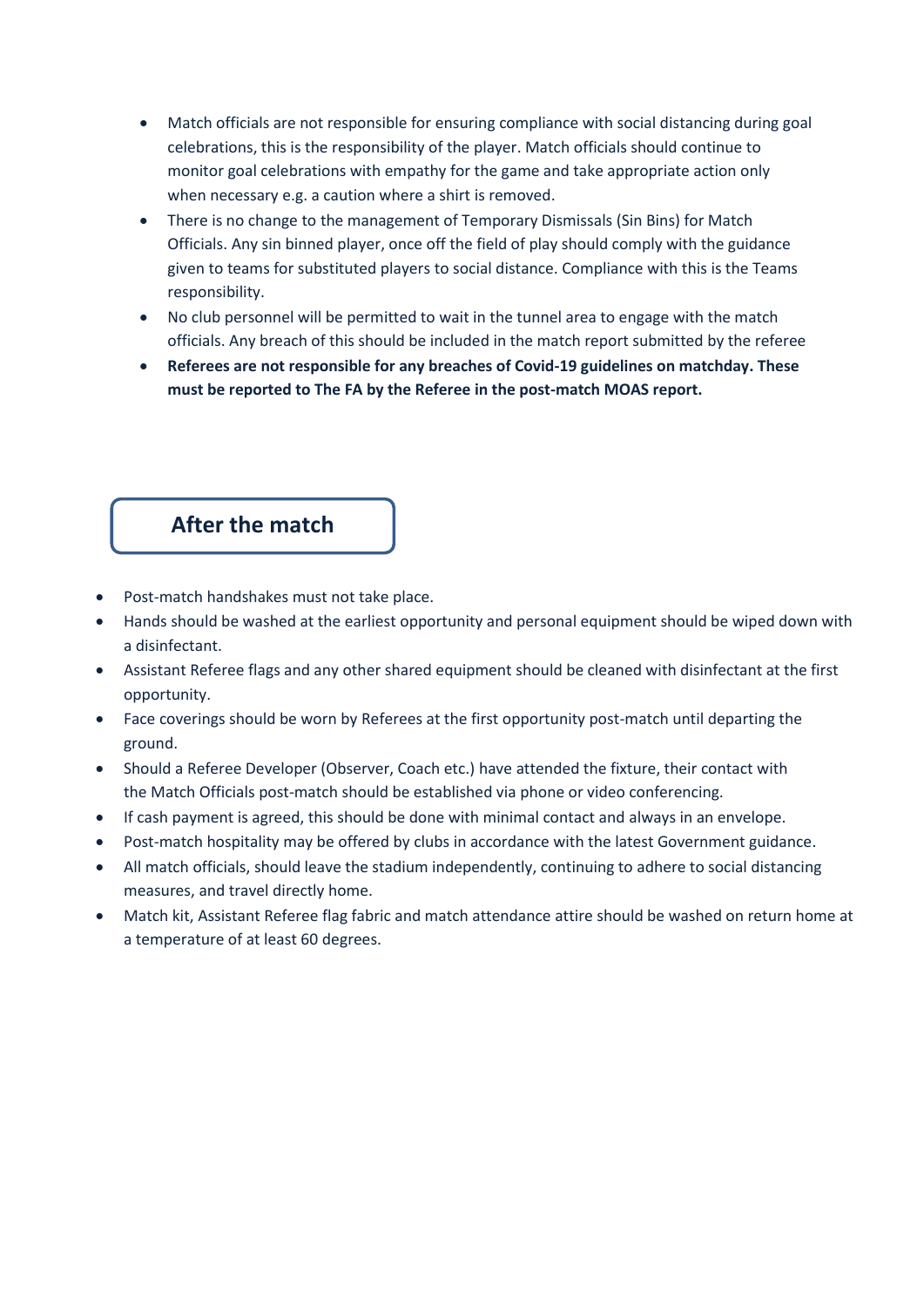- Match officials are not responsible for ensuring compliance with social distancing during goal celebrations, this is the responsibility of the player. Match officials should continue to monitor goal celebrations with empathy for the game and take appropriate action only when necessary e.g. a caution where a shirt is removed.
- There is no change to the management of Temporary Dismissals (Sin Bins) for Match Officials. Any sin binned player, once off the field of play should comply with the guidance given to teams for substituted players to social distance. Compliance with this is the Teams responsibility.
- No club personnel will be permitted to wait in the tunnel area to engage with the match officials. Any breach of this should be included in the match report submitted by the referee
- **Referees are not responsible for any breaches of Covid-19 guidelines on matchday. These must be reported to The FA by the Referee in the post-match MOAS report.**

## After the match

- Post-match handshakes must not take place.
- Hands should be washed at the earliest opportunity and personal equipment should be wiped down with a disinfectant.
- Assistant Referee flags and any other shared equipment should be cleaned with disinfectant at the first opportunity.
- Face coverings should be worn by Referees at the first opportunity post-match until departing the ground.
- Should a Referee Developer (Observer, Coach etc.) have attended the fixture, their contact with the Match Officials post-match should be established via phone or video conferencing.
- If cash payment is agreed, this should be done with minimal contact and always in an envelope.
- Post-match hospitality may be offered by clubs in accordance with the latest Government guidance.
- All match officials, should leave the stadium independently, continuing to adhere to social distancing measures, and travel directly home.
- Match kit, Assistant Referee flag fabric and match attendance attire should be washed on return home at a temperature of at least 60 degrees.